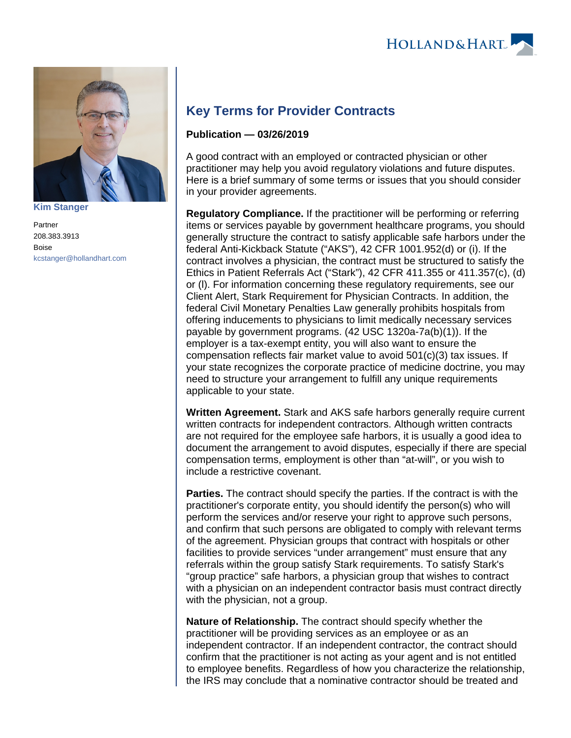Kim Stanger

Partner
208.383.3913
Boise
kcstanger@hollandhart.com

# Key Terms for Provider Contracts

**Publication — 03/26/2019**

A good contract with an employed or contracted physician or other practitioner may help you avoid regulatory violations and future disputes. Here is a brief summary of some terms or issues that you should consider in your provider agreements.

**Regulatory Compliance.** If the practitioner will be performing or referring items or services payable by government healthcare programs, you should generally structure the contract to satisfy applicable safe harbors under the federal Anti-Kickback Statute ("AKS"), 42 CFR 1001.952(d) or (i). If the contract involves a physician, the contract must be structured to satisfy the Ethics in Patient Referrals Act ("Stark"), 42 CFR 411.355 or 411.357(c), (d) or (l). For information concerning these regulatory requirements, see our Client Alert, Stark Requirement for Physician Contracts. In addition, the federal Civil Monetary Penalties Law generally prohibits hospitals from offering inducements to physicians to limit medically necessary services payable by government programs. (42 USC 1320a-7a(b)(1)). If the employer is a tax-exempt entity, you will also want to ensure the compensation reflects fair market value to avoid 501(c)(3) tax issues. If your state recognizes the corporate practice of medicine doctrine, you may need to structure your arrangement to fulfill any unique requirements applicable to your state.

**Written Agreement.** Stark and AKS safe harbors generally require current written contracts for independent contractors. Although written contracts are not required for the employee safe harbors, it is usually a good idea to document the arrangement to avoid disputes, especially if there are special compensation terms, employment is other than "at-will", or you wish to include a restrictive covenant.

**Parties.** The contract should specify the parties. If the contract is with the practitioner's corporate entity, you should identify the person(s) who will perform the services and/or reserve your right to approve such persons, and confirm that such persons are obligated to comply with relevant terms of the agreement. Physician groups that contract with hospitals or other facilities to provide services "under arrangement" must ensure that any referrals within the group satisfy Stark requirements. To satisfy Stark's "group practice" safe harbors, a physician group that wishes to contract with a physician on an independent contractor basis must contract directly with the physician, not a group.

**Nature of Relationship.** The contract should specify whether the practitioner will be providing services as an employee or as an independent contractor. If an independent contractor, the contract should confirm that the practitioner is not acting as your agent and is not entitled to employee benefits. Regardless of how you characterize the relationship, the IRS may conclude that a nominative contractor should be treated and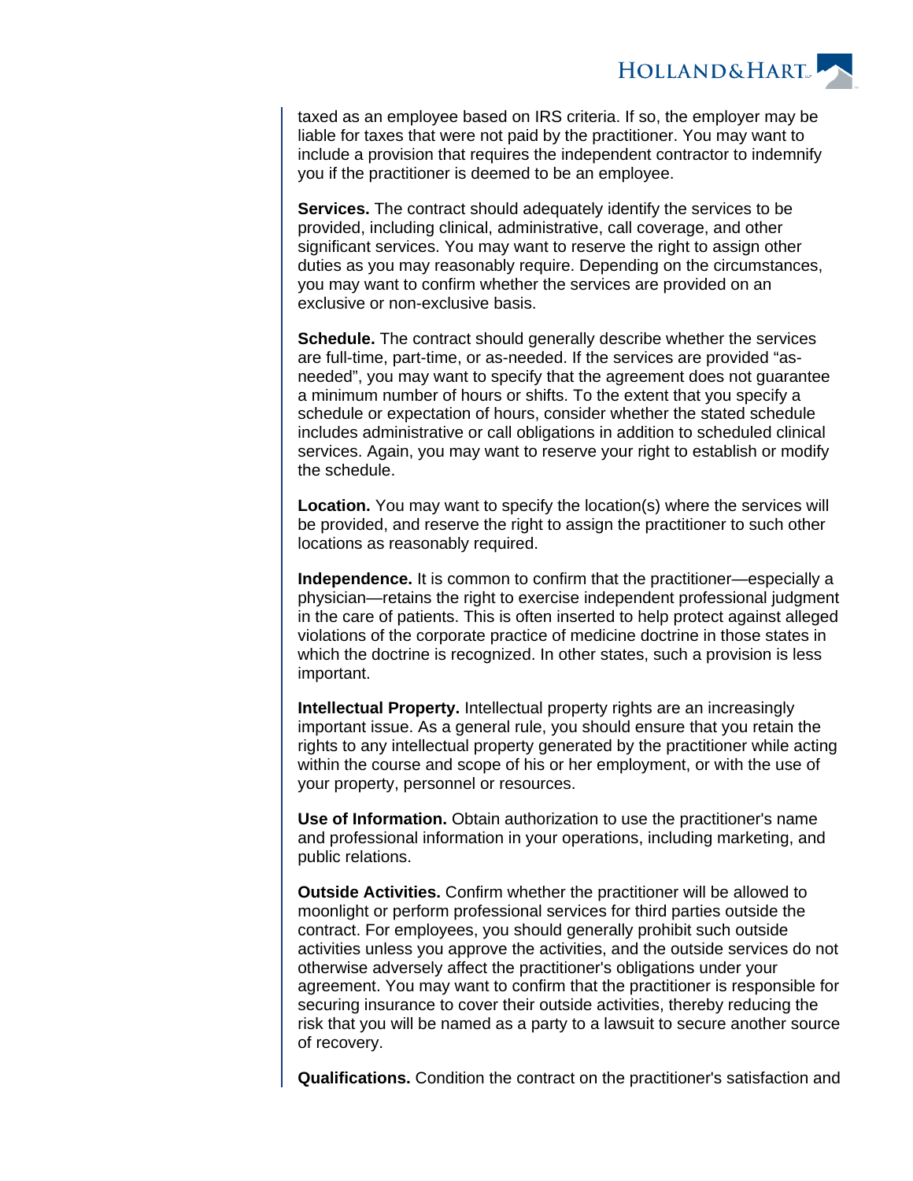taxed as an employee based on IRS criteria. If so, the employer may be liable for taxes that were not paid by the practitioner. You may want to include a provision that requires the independent contractor to indemnify you if the practitioner is deemed to be an employee.

**Services.** The contract should adequately identify the services to be provided, including clinical, administrative, call coverage, and other significant services. You may want to reserve the right to assign other duties as you may reasonably require. Depending on the circumstances, you may want to confirm whether the services are provided on an exclusive or non-exclusive basis.

**Schedule.** The contract should generally describe whether the services are full-time, part-time, or as-needed. If the services are provided "as-needed", you may want to specify that the agreement does not guarantee a minimum number of hours or shifts. To the extent that you specify a schedule or expectation of hours, consider whether the stated schedule includes administrative or call obligations in addition to scheduled clinical services. Again, you may want to reserve your right to establish or modify the schedule.

**Location.** You may want to specify the location(s) where the services will be provided, and reserve the right to assign the practitioner to such other locations as reasonably required.

**Independence.** It is common to confirm that the practitioner—especially a physician—retains the right to exercise independent professional judgment in the care of patients. This is often inserted to help protect against alleged violations of the corporate practice of medicine doctrine in those states in which the doctrine is recognized. In other states, such a provision is less important.

**Intellectual Property.** Intellectual property rights are an increasingly important issue. As a general rule, you should ensure that you retain the rights to any intellectual property generated by the practitioner while acting within the course and scope of his or her employment, or with the use of your property, personnel or resources.

**Use of Information.** Obtain authorization to use the practitioner's name and professional information in your operations, including marketing, and public relations.

**Outside Activities.** Confirm whether the practitioner will be allowed to moonlight or perform professional services for third parties outside the contract. For employees, you should generally prohibit such outside activities unless you approve the activities, and the outside services do not otherwise adversely affect the practitioner's obligations under your agreement. You may want to confirm that the practitioner is responsible for securing insurance to cover their outside activities, thereby reducing the risk that you will be named as a party to a lawsuit to secure another source of recovery.

**Qualifications.** Condition the contract on the practitioner's satisfaction and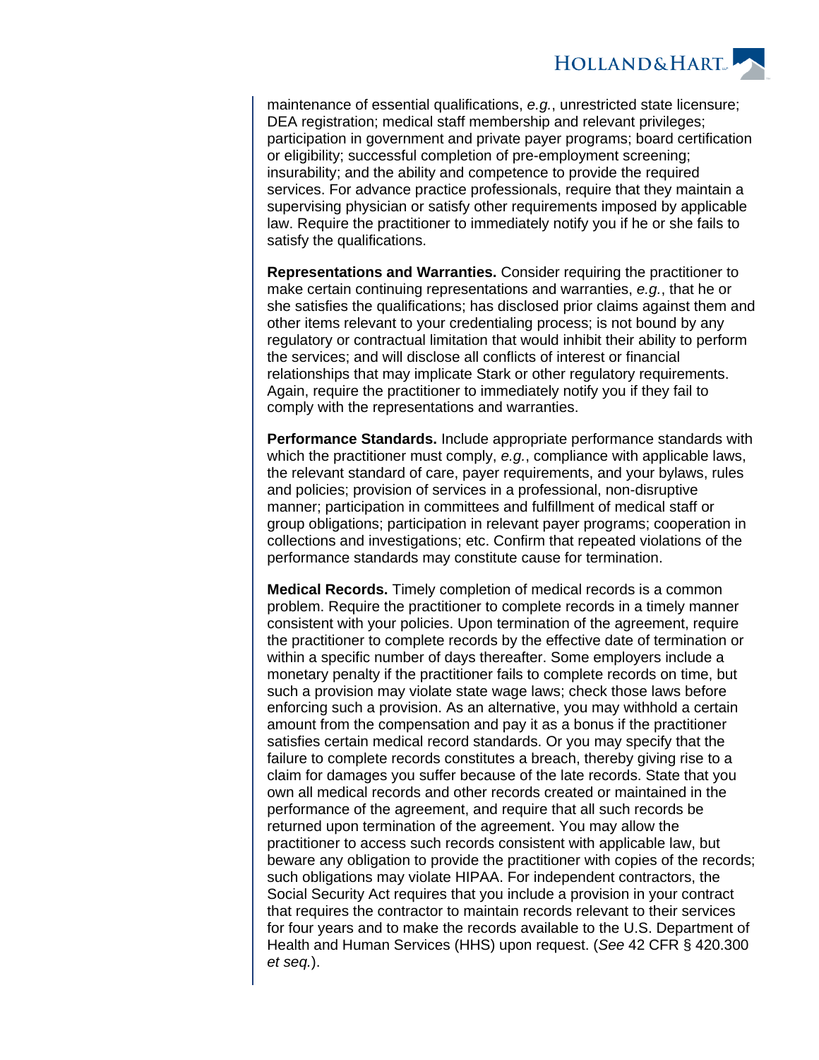maintenance of essential qualifications, *e.g.*, unrestricted state licensure; DEA registration; medical staff membership and relevant privileges; participation in government and private payer programs; board certification or eligibility; successful completion of pre-employment screening; insurability; and the ability and competence to provide the required services. For advance practice professionals, require that they maintain a supervising physician or satisfy other requirements imposed by applicable law. Require the practitioner to immediately notify you if he or she fails to satisfy the qualifications.

**Representations and Warranties.** Consider requiring the practitioner to make certain continuing representations and warranties, *e.g.*, that he or she satisfies the qualifications; has disclosed prior claims against them and other items relevant to your credentialing process; is not bound by any regulatory or contractual limitation that would inhibit their ability to perform the services; and will disclose all conflicts of interest or financial relationships that may implicate Stark or other regulatory requirements. Again, require the practitioner to immediately notify you if they fail to comply with the representations and warranties.

**Performance Standards.** Include appropriate performance standards with which the practitioner must comply, *e.g.*, compliance with applicable laws, the relevant standard of care, payer requirements, and your bylaws, rules and policies; provision of services in a professional, non-disruptive manner; participation in committees and fulfillment of medical staff or group obligations; participation in relevant payer programs; cooperation in collections and investigations; etc. Confirm that repeated violations of the performance standards may constitute cause for termination.

**Medical Records.** Timely completion of medical records is a common problem. Require the practitioner to complete records in a timely manner consistent with your policies. Upon termination of the agreement, require the practitioner to complete records by the effective date of termination or within a specific number of days thereafter. Some employers include a monetary penalty if the practitioner fails to complete records on time, but such a provision may violate state wage laws; check those laws before enforcing such a provision. As an alternative, you may withhold a certain amount from the compensation and pay it as a bonus if the practitioner satisfies certain medical record standards. Or you may specify that the failure to complete records constitutes a breach, thereby giving rise to a claim for damages you suffer because of the late records. State that you own all medical records and other records created or maintained in the performance of the agreement, and require that all such records be returned upon termination of the agreement. You may allow the practitioner to access such records consistent with applicable law, but beware any obligation to provide the practitioner with copies of the records; such obligations may violate HIPAA. For independent contractors, the Social Security Act requires that you include a provision in your contract that requires the contractor to maintain records relevant to their services for four years and to make the records available to the U.S. Department of Health and Human Services (HHS) upon request. (*See* 42 CFR § 420.300 *et seq.*).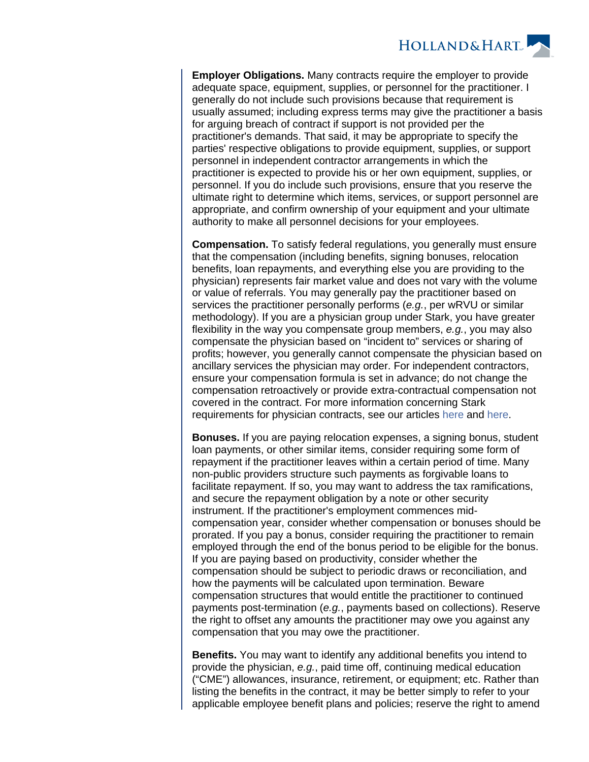**Employer Obligations.** Many contracts require the employer to provide adequate space, equipment, supplies, or personnel for the practitioner. I generally do not include such provisions because that requirement is usually assumed; including express terms may give the practitioner a basis for arguing breach of contract if support is not provided per the practitioner's demands. That said, it may be appropriate to specify the parties' respective obligations to provide equipment, supplies, or support personnel in independent contractor arrangements in which the practitioner is expected to provide his or her own equipment, supplies, or personnel. If you do include such provisions, ensure that you reserve the ultimate right to determine which items, services, or support personnel are appropriate, and confirm ownership of your equipment and your ultimate authority to make all personnel decisions for your employees.

**Compensation.** To satisfy federal regulations, you generally must ensure that the compensation (including benefits, signing bonuses, relocation benefits, loan repayments, and everything else you are providing to the physician) represents fair market value and does not vary with the volume or value of referrals. You may generally pay the practitioner based on services the practitioner personally performs (*e.g.*, per wRVU or similar methodology). If you are a physician group under Stark, you have greater flexibility in the way you compensate group members, *e.g.*, you may also compensate the physician based on "incident to" services or sharing of profits; however, you generally cannot compensate the physician based on ancillary services the physician may order. For independent contractors, ensure your compensation formula is set in advance; do not change the compensation retroactively or provide extra-contractual compensation not covered in the contract. For more information concerning Stark requirements for physician contracts, see our articles here and here.

**Bonuses.** If you are paying relocation expenses, a signing bonus, student loan payments, or other similar items, consider requiring some form of repayment if the practitioner leaves within a certain period of time. Many non-public providers structure such payments as forgivable loans to facilitate repayment. If so, you may want to address the tax ramifications, and secure the repayment obligation by a note or other security instrument. If the practitioner's employment commences mid-compensation year, consider whether compensation or bonuses should be prorated. If you pay a bonus, consider requiring the practitioner to remain employed through the end of the bonus period to be eligible for the bonus. If you are paying based on productivity, consider whether the compensation should be subject to periodic draws or reconciliation, and how the payments will be calculated upon termination. Beware compensation structures that would entitle the practitioner to continued payments post-termination (*e.g.*, payments based on collections). Reserve the right to offset any amounts the practitioner may owe you against any compensation that you may owe the practitioner.

**Benefits.** You may want to identify any additional benefits you intend to provide the physician, *e.g.*, paid time off, continuing medical education ("CME") allowances, insurance, retirement, or equipment; etc. Rather than listing the benefits in the contract, it may be better simply to refer to your applicable employee benefit plans and policies; reserve the right to amend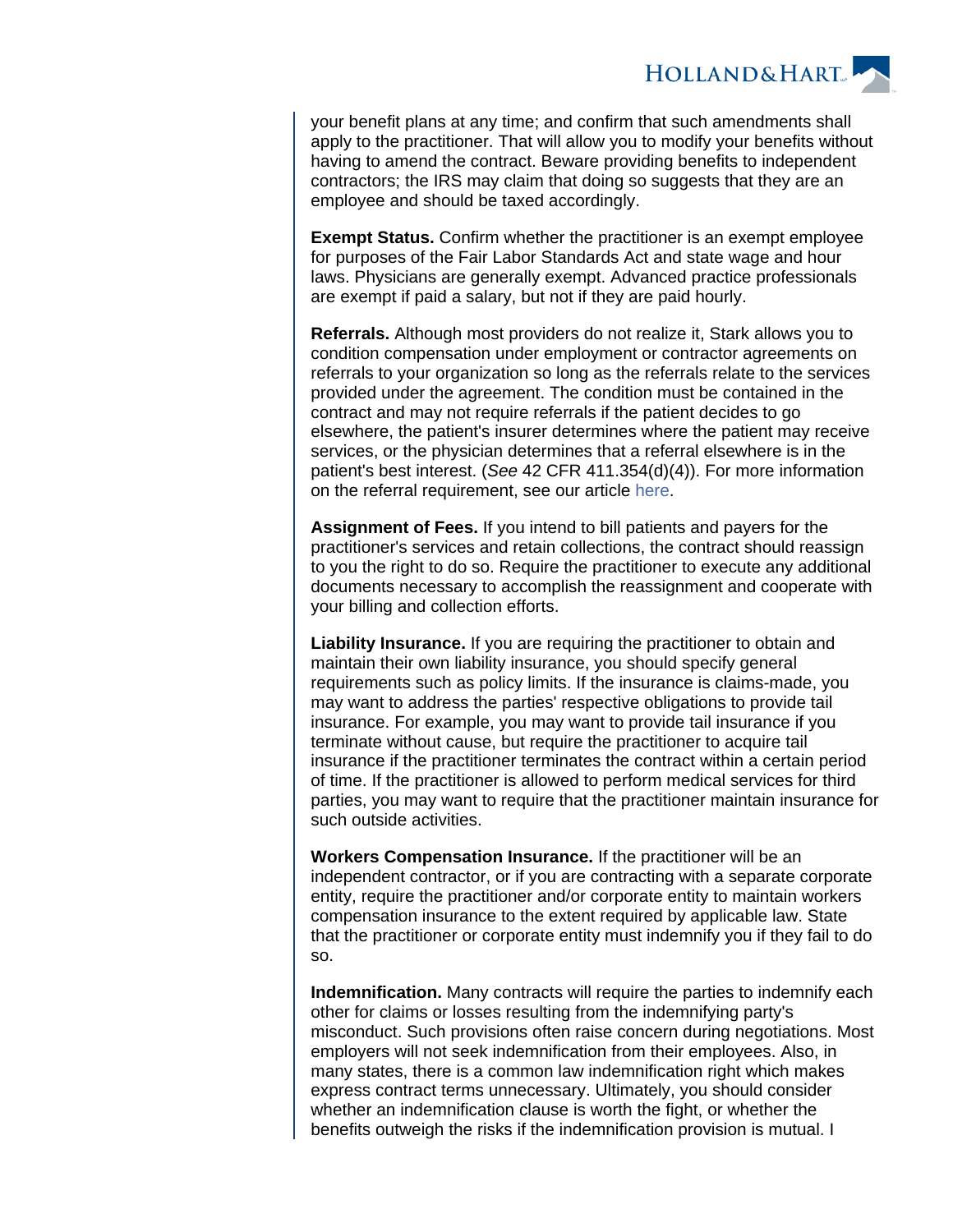your benefit plans at any time; and confirm that such amendments shall apply to the practitioner. That will allow you to modify your benefits without having to amend the contract. Beware providing benefits to independent contractors; the IRS may claim that doing so suggests that they are an employee and should be taxed accordingly.

**Exempt Status.** Confirm whether the practitioner is an exempt employee for purposes of the Fair Labor Standards Act and state wage and hour laws. Physicians are generally exempt. Advanced practice professionals are exempt if paid a salary, but not if they are paid hourly.

**Referrals.** Although most providers do not realize it, Stark allows you to condition compensation under employment or contractor agreements on referrals to your organization so long as the referrals relate to the services provided under the agreement. The condition must be contained in the contract and may not require referrals if the patient decides to go elsewhere, the patient's insurer determines where the patient may receive services, or the physician determines that a referral elsewhere is in the patient's best interest. (*See* 42 CFR 411.354(d)(4)). For more information on the referral requirement, see our article here.

**Assignment of Fees.** If you intend to bill patients and payers for the practitioner's services and retain collections, the contract should reassign to you the right to do so. Require the practitioner to execute any additional documents necessary to accomplish the reassignment and cooperate with your billing and collection efforts.

**Liability Insurance.** If you are requiring the practitioner to obtain and maintain their own liability insurance, you should specify general requirements such as policy limits. If the insurance is claims-made, you may want to address the parties' respective obligations to provide tail insurance. For example, you may want to provide tail insurance if you terminate without cause, but require the practitioner to acquire tail insurance if the practitioner terminates the contract within a certain period of time. If the practitioner is allowed to perform medical services for third parties, you may want to require that the practitioner maintain insurance for such outside activities.

**Workers Compensation Insurance.** If the practitioner will be an independent contractor, or if you are contracting with a separate corporate entity, require the practitioner and/or corporate entity to maintain workers compensation insurance to the extent required by applicable law. State that the practitioner or corporate entity must indemnify you if they fail to do so.

**Indemnification.** Many contracts will require the parties to indemnify each other for claims or losses resulting from the indemnifying party's misconduct. Such provisions often raise concern during negotiations. Most employers will not seek indemnification from their employees. Also, in many states, there is a common law indemnification right which makes express contract terms unnecessary. Ultimately, you should consider whether an indemnification clause is worth the fight, or whether the benefits outweigh the risks if the indemnification provision is mutual. I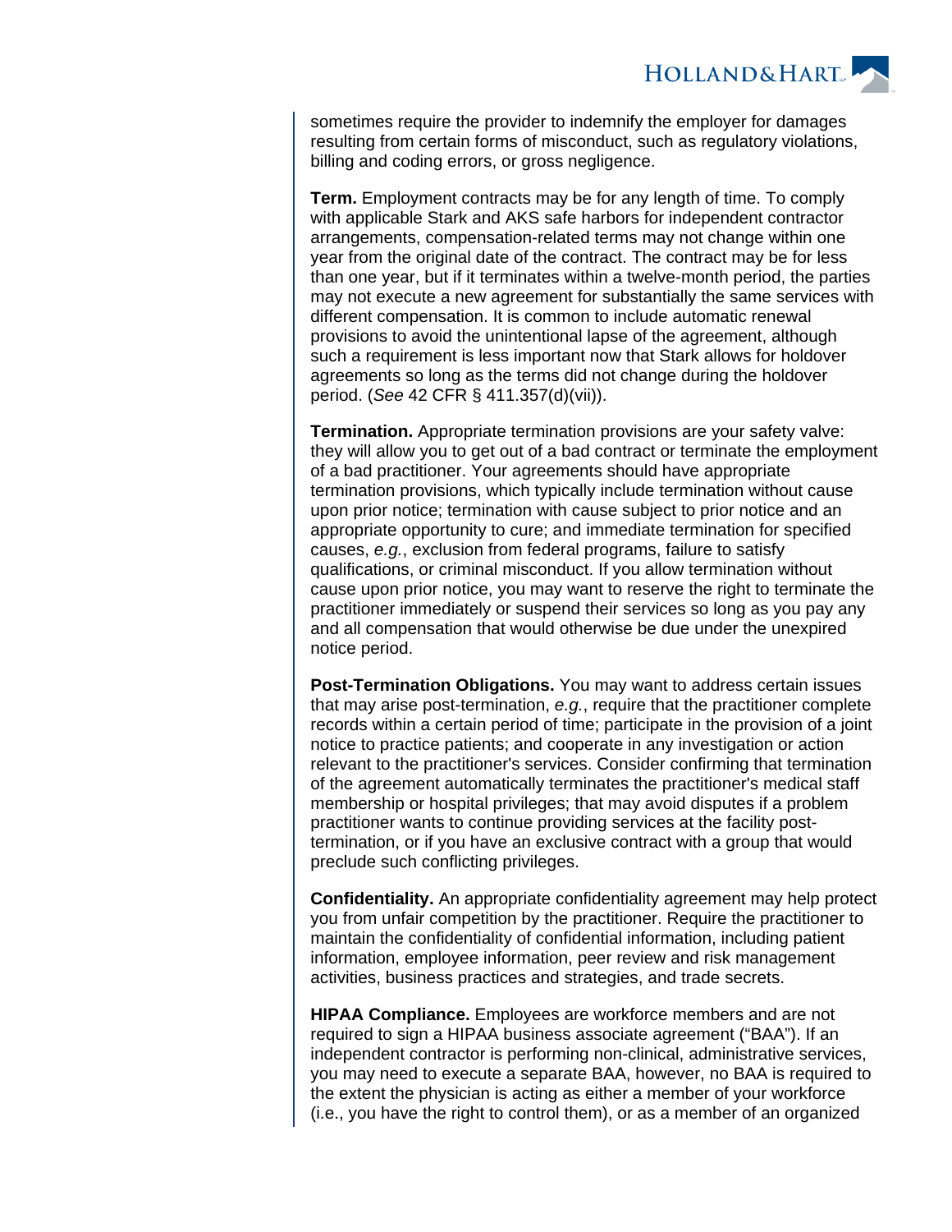sometimes require the provider to indemnify the employer for damages resulting from certain forms of misconduct, such as regulatory violations, billing and coding errors, or gross negligence.

**Term.** Employment contracts may be for any length of time. To comply with applicable Stark and AKS safe harbors for independent contractor arrangements, compensation-related terms may not change within one year from the original date of the contract. The contract may be for less than one year, but if it terminates within a twelve-month period, the parties may not execute a new agreement for substantially the same services with different compensation. It is common to include automatic renewal provisions to avoid the unintentional lapse of the agreement, although such a requirement is less important now that Stark allows for holdover agreements so long as the terms did not change during the holdover period. (*See* 42 CFR § 411.357(d)(vii)).

**Termination.** Appropriate termination provisions are your safety valve: they will allow you to get out of a bad contract or terminate the employment of a bad practitioner. Your agreements should have appropriate termination provisions, which typically include termination without cause upon prior notice; termination with cause subject to prior notice and an appropriate opportunity to cure; and immediate termination for specified causes, *e.g.*, exclusion from federal programs, failure to satisfy qualifications, or criminal misconduct. If you allow termination without cause upon prior notice, you may want to reserve the right to terminate the practitioner immediately or suspend their services so long as you pay any and all compensation that would otherwise be due under the unexpired notice period.

**Post-Termination Obligations.** You may want to address certain issues that may arise post-termination, *e.g.*, require that the practitioner complete records within a certain period of time; participate in the provision of a joint notice to practice patients; and cooperate in any investigation or action relevant to the practitioner's services. Consider confirming that termination of the agreement automatically terminates the practitioner's medical staff membership or hospital privileges; that may avoid disputes if a problem practitioner wants to continue providing services at the facility post-termination, or if you have an exclusive contract with a group that would preclude such conflicting privileges.

**Confidentiality.** An appropriate confidentiality agreement may help protect you from unfair competition by the practitioner. Require the practitioner to maintain the confidentiality of confidential information, including patient information, employee information, peer review and risk management activities, business practices and strategies, and trade secrets.

**HIPAA Compliance.** Employees are workforce members and are not required to sign a HIPAA business associate agreement ("BAA"). If an independent contractor is performing non-clinical, administrative services, you may need to execute a separate BAA, however, no BAA is required to the extent the physician is acting as either a member of your workforce (i.e., you have the right to control them), or as a member of an organized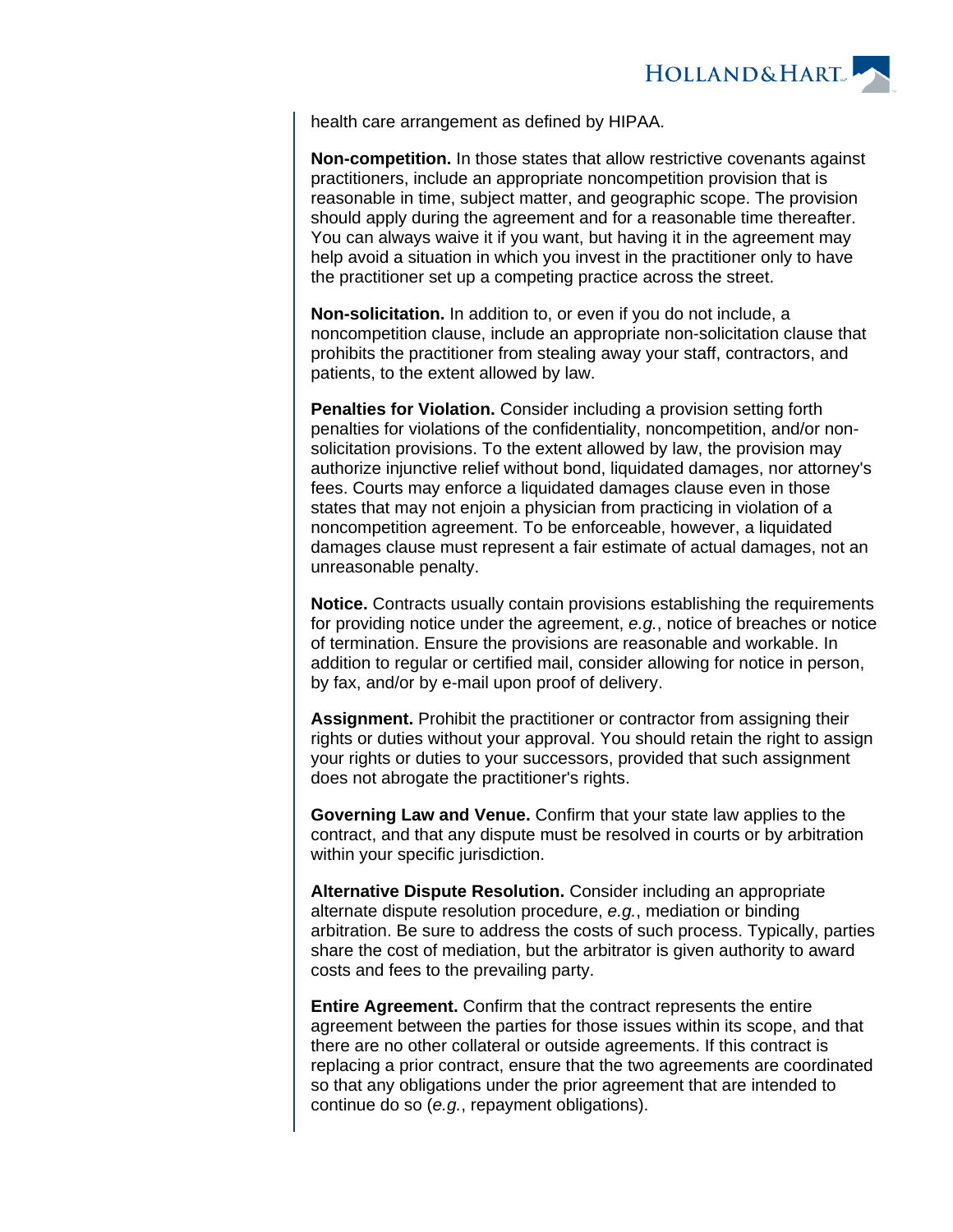health care arrangement as defined by HIPAA.

**Non-competition.** In those states that allow restrictive covenants against practitioners, include an appropriate noncompetition provision that is reasonable in time, subject matter, and geographic scope. The provision should apply during the agreement and for a reasonable time thereafter. You can always waive it if you want, but having it in the agreement may help avoid a situation in which you invest in the practitioner only to have the practitioner set up a competing practice across the street.

**Non-solicitation.** In addition to, or even if you do not include, a noncompetition clause, include an appropriate non-solicitation clause that prohibits the practitioner from stealing away your staff, contractors, and patients, to the extent allowed by law.

**Penalties for Violation.** Consider including a provision setting forth penalties for violations of the confidentiality, noncompetition, and/or non-solicitation provisions. To the extent allowed by law, the provision may authorize injunctive relief without bond, liquidated damages, nor attorney's fees. Courts may enforce a liquidated damages clause even in those states that may not enjoin a physician from practicing in violation of a noncompetition agreement. To be enforceable, however, a liquidated damages clause must represent a fair estimate of actual damages, not an unreasonable penalty.

**Notice.** Contracts usually contain provisions establishing the requirements for providing notice under the agreement, *e.g.*, notice of breaches or notice of termination. Ensure the provisions are reasonable and workable. In addition to regular or certified mail, consider allowing for notice in person, by fax, and/or by e-mail upon proof of delivery.

**Assignment.** Prohibit the practitioner or contractor from assigning their rights or duties without your approval. You should retain the right to assign your rights or duties to your successors, provided that such assignment does not abrogate the practitioner's rights.

**Governing Law and Venue.** Confirm that your state law applies to the contract, and that any dispute must be resolved in courts or by arbitration within your specific jurisdiction.

**Alternative Dispute Resolution.** Consider including an appropriate alternate dispute resolution procedure, *e.g.*, mediation or binding arbitration. Be sure to address the costs of such process. Typically, parties share the cost of mediation, but the arbitrator is given authority to award costs and fees to the prevailing party.

**Entire Agreement.** Confirm that the contract represents the entire agreement between the parties for those issues within its scope, and that there are no other collateral or outside agreements. If this contract is replacing a prior contract, ensure that the two agreements are coordinated so that any obligations under the prior agreement that are intended to continue do so (*e.g.*, repayment obligations).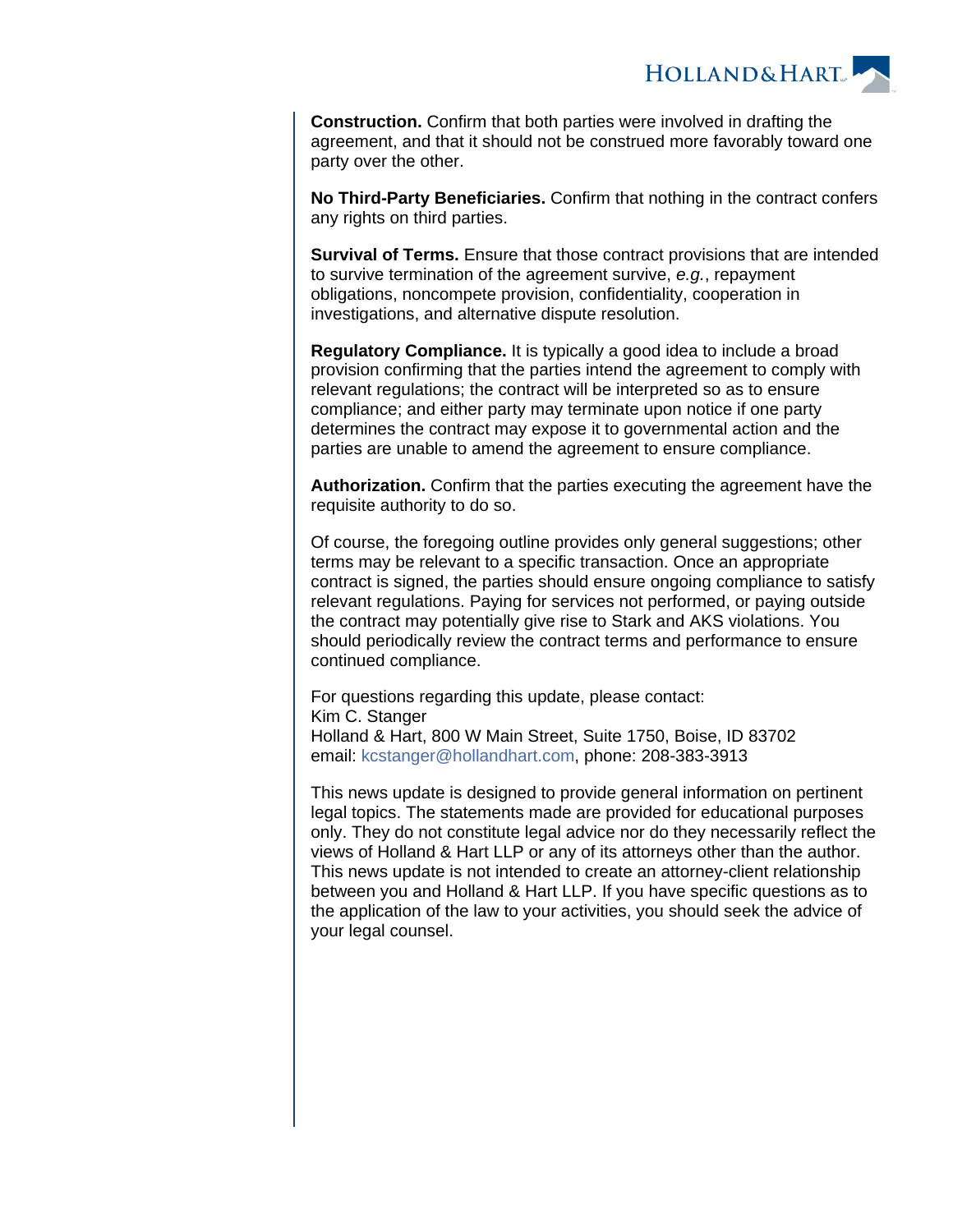**Construction.** Confirm that both parties were involved in drafting the agreement, and that it should not be construed more favorably toward one party over the other.

**No Third-Party Beneficiaries.** Confirm that nothing in the contract confers any rights on third parties.

**Survival of Terms.** Ensure that those contract provisions that are intended to survive termination of the agreement survive, *e.g.*, repayment obligations, noncompete provision, confidentiality, cooperation in investigations, and alternative dispute resolution.

**Regulatory Compliance.** It is typically a good idea to include a broad provision confirming that the parties intend the agreement to comply with relevant regulations; the contract will be interpreted so as to ensure compliance; and either party may terminate upon notice if one party determines the contract may expose it to governmental action and the parties are unable to amend the agreement to ensure compliance.

**Authorization.** Confirm that the parties executing the agreement have the requisite authority to do so.

Of course, the foregoing outline provides only general suggestions; other terms may be relevant to a specific transaction. Once an appropriate contract is signed, the parties should ensure ongoing compliance to satisfy relevant regulations. Paying for services not performed, or paying outside the contract may potentially give rise to Stark and AKS violations. You should periodically review the contract terms and performance to ensure continued compliance.

For questions regarding this update, please contact:
Kim C. Stanger
Holland & Hart, 800 W Main Street, Suite 1750, Boise, ID 83702
email: kcstanger@hollandhart.com, phone: 208-383-3913

This news update is designed to provide general information on pertinent legal topics. The statements made are provided for educational purposes only. They do not constitute legal advice nor do they necessarily reflect the views of Holland & Hart LLP or any of its attorneys other than the author. This news update is not intended to create an attorney-client relationship between you and Holland & Hart LLP. If you have specific questions as to the application of the law to your activities, you should seek the advice of your legal counsel.